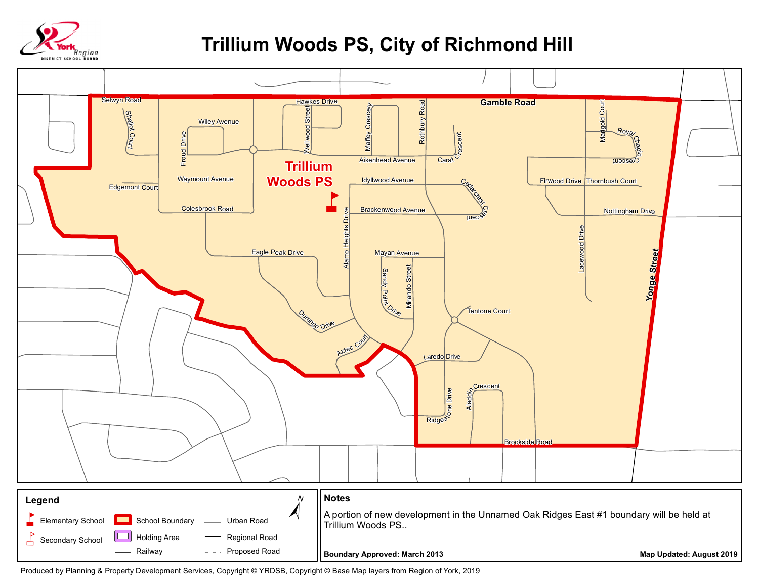# Trillium Woods PS, City of Richmond Hill

York Region District School Board

Trillium Woods PS

Selwyn Road, Hawkes Drive, Gamble Road, Shallot Court, Wiley Avenue, Froud Drive, Wellwood Street, Maffey Crescent, Rothbury Road, Marigold Court, Royal Chapin Crescent, Aikenhead Avenue, Carat Crescent, Waymount Avenue, Edgemont Court, Idyllwood Avenue, Firwood Drive, Thornbush Court, Cedarcrest Crescent, Colesbrook Road, Brackenwood Avenue, Nottingham Drive, Alamo Heights Drive, Lacewood Drive, Yonge Street, Eagle Peak Drive, Mayan Avenue, Sandy Point Drive, Mirando Street, Tentone Court, Durango Drive, Aztec Court, Laredo Drive, Aladdin Crescent, Ridgestone Drive, Brookside Road

## Legend

- Elementary School
- Secondary School
- School Boundary
- Holding Area
- Railway
- Urban Road
- Regional Road
- Proposed Road

N

## Notes

A portion of new development in the Unnamed Oak Ridges East #1 boundary will be held at Trillium Woods PS..

**Boundary Approved: March 2013**

**Map Updated: August 2019**

Produced by Planning & Property Development Services, Copyright © YRDSB, Copyright © Base Map layers from Region of York, 2019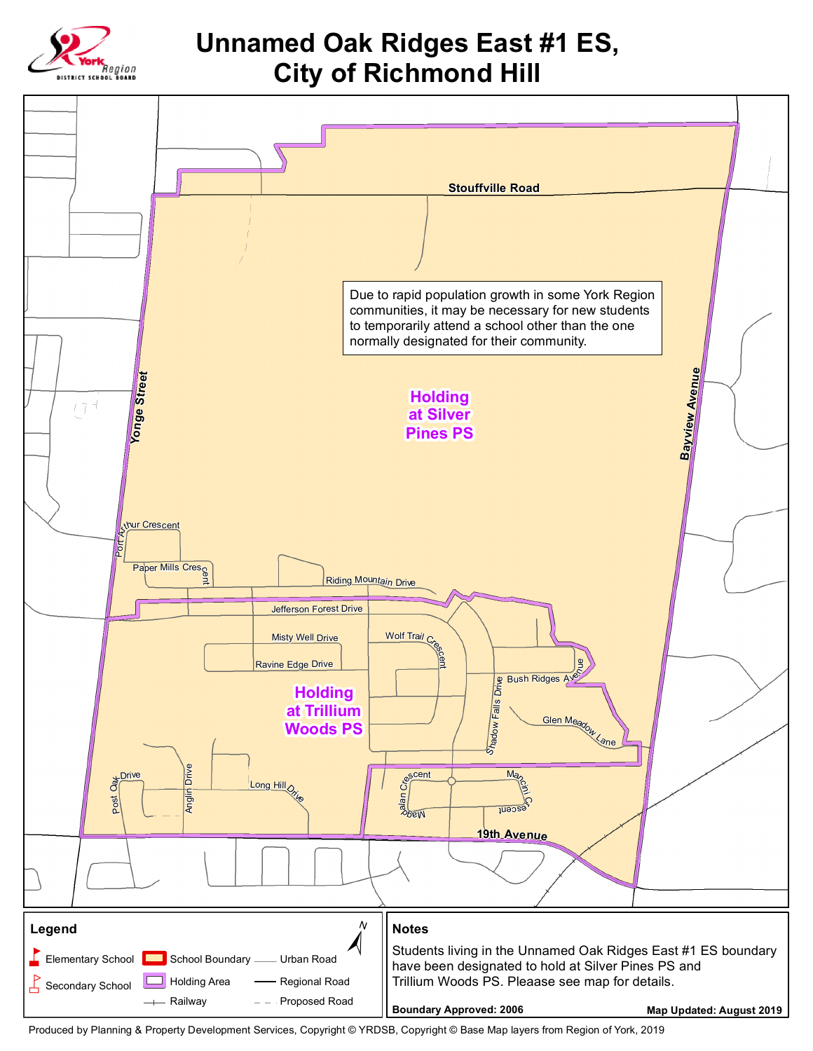# Unnamed Oak Ridges East #1 ES, City of Richmond Hill

Stouffville Road

Yonge Street

Bayview Avenue

Due to rapid population growth in some York Region communities, it may be necessary for new students to temporarily attend a school other than the one normally designated for their community.

Holding at Silver Pines PS

Port Arthur Crescent

Paper Mills Crescent

Riding Mountain Drive

Jefferson Forest Drive

Misty Well Drive

Wolf Trail Crescent

Ravine Edge Drive

Bush Ridges Avenue

Shadow Falls Drive

Glen Meadow Lane

Holding at Trillium Woods PS

Post Oak Drive

Anglin Drive

Long Hill Drive

Magdalan Crescent

Mancini Crescent

19th Avenue

**Legend**

- Elementary School
- Secondary School
- School Boundary
- Holding Area
- Railway
- Urban Road
- Regional Road
- Proposed Road

N

**Notes**

Students living in the Unnamed Oak Ridges East #1 ES boundary have been designated to hold at Silver Pines PS and Trillium Woods PS. Pleaase see map for details.

**Boundary Approved: 2006**

**Map Updated: August 2019**

Produced by Planning & Property Development Services, Copyright © YRDSB, Copyright © Base Map layers from Region of York, 2019